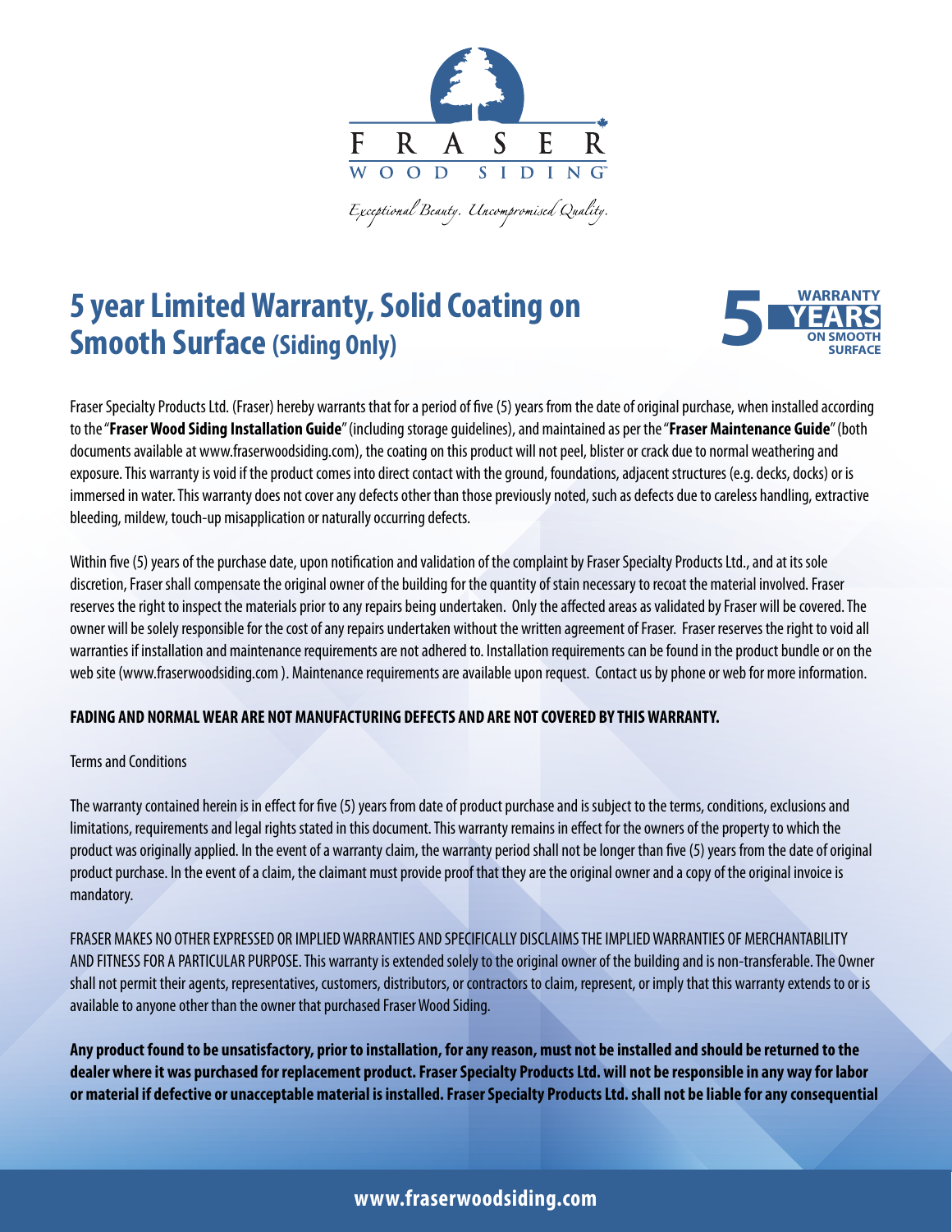FRASER WOOD SIDING

*Exceptional Beauty. Uncompromised Quality.*

# 5 year Limited Warranty, Solid Coating on Smooth Surface (Siding Only)

5 WARRANTY YEARS ON SMOOTH SURFACE

Fraser Specialty Products Ltd. (Fraser) hereby warrants that for a period of five (5) years from the date of original purchase, when installed according to the "**Fraser Wood Siding Installation Guide**" (including storage guidelines), and maintained as per the "**Fraser Maintenance Guide**" (both documents available at www.fraserwoodsiding.com), the coating on this product will not peel, blister or crack due to normal weathering and exposure. This warranty is void if the product comes into direct contact with the ground, foundations, adjacent structures (e.g. decks, docks) or is immersed in water. This warranty does not cover any defects other than those previously noted, such as defects due to careless handling, extractive bleeding, mildew, touch-up misapplication or naturally occurring defects.

Within five (5) years of the purchase date, upon notification and validation of the complaint by Fraser Specialty Products Ltd., and at its sole discretion, Fraser shall compensate the original owner of the building for the quantity of stain necessary to recoat the material involved. Fraser reserves the right to inspect the materials prior to any repairs being undertaken. Only the affected areas as validated by Fraser will be covered. The owner will be solely responsible for the cost of any repairs undertaken without the written agreement of Fraser. Fraser reserves the right to void all warranties if installation and maintenance requirements are not adhered to. Installation requirements can be found in the product bundle or on the web site (www.fraserwoodsiding.com ). Maintenance requirements are available upon request. Contact us by phone or web for more information.

**FADING AND NORMAL WEAR ARE NOT MANUFACTURING DEFECTS AND ARE NOT COVERED BY THIS WARRANTY.**

Terms and Conditions

The warranty contained herein is in effect for five (5) years from date of product purchase and is subject to the terms, conditions, exclusions and limitations, requirements and legal rights stated in this document. This warranty remains in effect for the owners of the property to which the product was originally applied. In the event of a warranty claim, the warranty period shall not be longer than five (5) years from the date of original product purchase. In the event of a claim, the claimant must provide proof that they are the original owner and a copy of the original invoice is mandatory.

FRASER MAKES NO OTHER EXPRESSED OR IMPLIED WARRANTIES AND SPECIFICALLY DISCLAIMS THE IMPLIED WARRANTIES OF MERCHANTABILITY AND FITNESS FOR A PARTICULAR PURPOSE. This warranty is extended solely to the original owner of the building and is non-transferable. The Owner shall not permit their agents, representatives, customers, distributors, or contractors to claim, represent, or imply that this warranty extends to or is available to anyone other than the owner that purchased Fraser Wood Siding.

**Any product found to be unsatisfactory, prior to installation, for any reason, must not be installed and should be returned to the dealer where it was purchased for replacement product. Fraser Specialty Products Ltd. will not be responsible in any way for labor or material if defective or unacceptable material is installed. Fraser Specialty Products Ltd. shall not be liable for any consequential**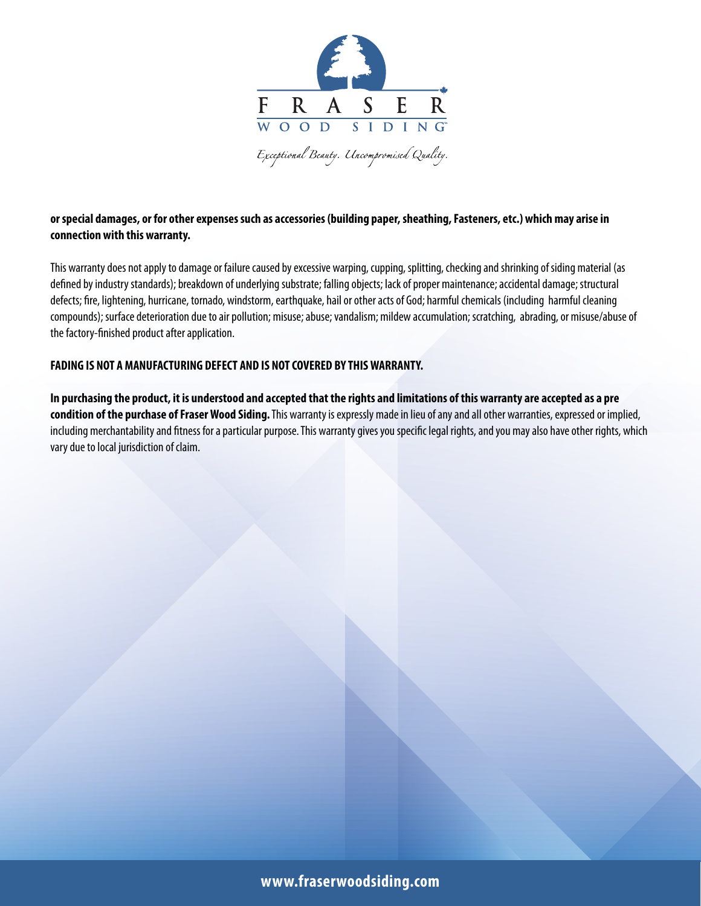**or special damages, or for other expenses such as accessories (building paper, sheathing, Fasteners, etc.) which may arise in connection with this warranty.**

This warranty does not apply to damage or failure caused by excessive warping, cupping, splitting, checking and shrinking of siding material (as defined by industry standards); breakdown of underlying substrate; falling objects; lack of proper maintenance; accidental damage; structural defects; fire, lightening, hurricane, tornado, windstorm, earthquake, hail or other acts of God; harmful chemicals (including harmful cleaning compounds); surface deterioration due to air pollution; misuse; abuse; vandalism; mildew accumulation; scratching, abrading, or misuse/abuse of the factory-finished product after application.

**FADING IS NOT A MANUFACTURING DEFECT AND IS NOT COVERED BY THIS WARRANTY.**

**In purchasing the product, it is understood and accepted that the rights and limitations of this warranty are accepted as a pre condition of the purchase of Fraser Wood Siding.** This warranty is expressly made in lieu of any and all other warranties, expressed or implied, including merchantability and fitness for a particular purpose. This warranty gives you specific legal rights, and you may also have other rights, which vary due to local jurisdiction of claim.